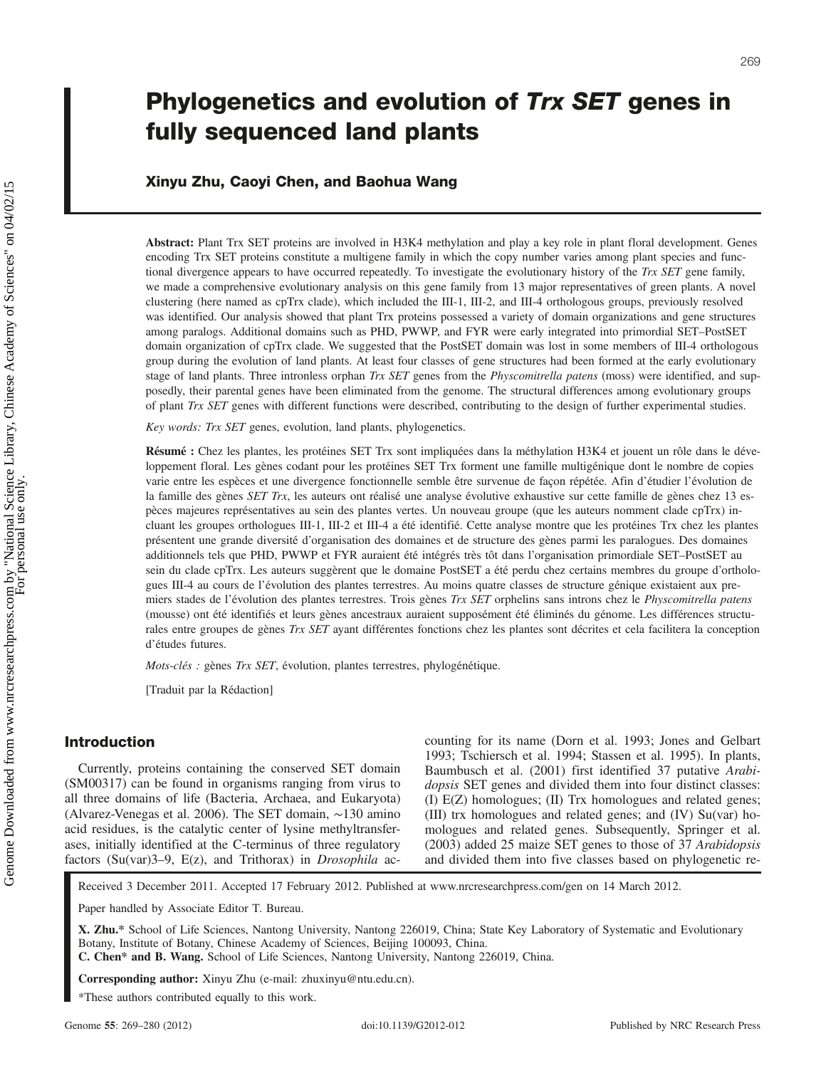# Phylogenetics and evolution of *Trx SET* genes in fully sequenced land plants

**Xinyu Zhu, Caoyi Chen, and Baohua Wang**

**Abstract:** Plant Trx SET proteins are involved in H3K4 methylation and play a key role in plant floral development. Genes encoding Trx SET proteins constitute a multigene family in which the copy number varies among plant species and functional divergence appears to have occurred repeatedly. To investigate the evolutionary history of the *Trx SET* gene family, we made a comprehensive evolutionary analysis on this gene family from 13 major representatives of green plants. A novel clustering (here named as cpTrx clade), which included the III-1, III-2, and III-4 orthologous groups, previously resolved was identified. Our analysis showed that plant Trx proteins possessed a variety of domain organizations and gene structures among paralogs. Additional domains such as PHD, PWWP, and FYR were early integrated into primordial SET–PostSET domain organization of cpTrx clade. We suggested that the PostSET domain was lost in some members of III-4 orthologous group during the evolution of land plants. At least four classes of gene structures had been formed at the early evolutionary stage of land plants. Three intronless orphan *Trx SET* genes from the *Physcomitrella patens* (moss) were identified, and supposedly, their parental genes have been eliminated from the genome. The structural differences among evolutionary groups of plant *Trx SET* genes with different functions were described, contributing to the design of further experimental studies.

*Key words: Trx SET* genes, evolution, land plants, phylogenetics.

**Résumé :** Chez les plantes, les protéines SET Trx sont impliquées dans la méthylation H3K4 et jouent un rôle dans le développement floral. Les gènes codant pour les protéines SET Trx forment une famille multigénique dont le nombre de copies varie entre les espèces et une divergence fonctionnelle semble être survenue de façon répétée. Afin d'étudier l'évolution de la famille des gènes *SET Trx*, les auteurs ont réalisé une analyse évolutive exhaustive sur cette famille de gènes chez 13 espèces majeures représentatives au sein des plantes vertes. Un nouveau groupe (que les auteurs nomment clade cpTrx) incluant les groupes orthologues III-1, III-2 et III-4 a été identifié. Cette analyse montre que les protéines Trx chez les plantes présentent une grande diversité d'organisation des domaines et de structure des gènes parmi les paralogues. Des domaines additionnels tels que PHD, PWWP et FYR auraient été intégrés très tôt dans l'organisation primordiale SET–PostSET au sein du clade cpTrx. Les auteurs suggèrent que le domaine PostSET a été perdu chez certains membres du groupe d'orthologues III-4 au cours de l'évolution des plantes terrestres. Au moins quatre classes de structure génique existaient aux premiers stades de l'évolution des plantes terrestres. Trois gènes *SET Trx* orphelins sans introns chez le *Physcomitrella patens* (mousse) ont été identifiés et leurs gènes ancestraux auraient supposément été éliminés du génome. Les différences structurales entre groupes de gènes *SET Trx* ayant différentes fonctions chez les plantes sont décrites et cela facilitera la conception d'études futures.

*Mots-clés :* gènes *SET Trx*, évolution, plantes terrestres, phylogénétique.

[Traduit par la Rédaction]

## Introduction

Currently, proteins containing the conserved SET domain (SM00317) can be found in organisms ranging from virus to all three domains of life (Bacteria, Archaea, and Eukaryota) (Alvarez-Venegas et al. 2006). The SET domain, ~130 amino acid residues, is the catalytic center of lysine methyltransferases, initially identified at the C-terminus of three regulatory factors (Su(var)3–9, E(z), and Trithorax) in *Drosophila* accounting for its name (Dorn et al. 1993; Jones and Gelbart 1993; Tschiersch et al. 1994; Stassen et al. 1995). In plants, Baumbusch et al. (2001) first identified 37 putative *Arabidopsis* SET genes and divided them into four distinct classes: (I) E(Z) homologues; (II) Trx homologues and related genes; (III) trx homologues and related genes; and (IV) Su(var) homologues and related genes. Subsequently, Springer et al. (2003) added 25 maize SET genes to those of 37 *Arabidopsis* and divided them into five classes based on phylogenetic re-

Received 3 December 2011. Accepted 17 February 2012. Published at www.nrcresearchpress.com/gen on 14 March 2012.

Paper handled by Associate Editor T. Bureau.

**X. Zhu.*** School of Life Sciences, Nantong University, Nantong 226019, China; State Key Laboratory of Systematic and Evolutionary Botany, Institute of Botany, Chinese Academy of Sciences, Beijing 100093, China.
**C. Chen* and B. Wang.** School of Life Sciences, Nantong University, Nantong 226019, China.

**Corresponding author:** Xinyu Zhu (e-mail: zhuxinyu@ntu.edu.cn).

*These authors contributed equally to this work.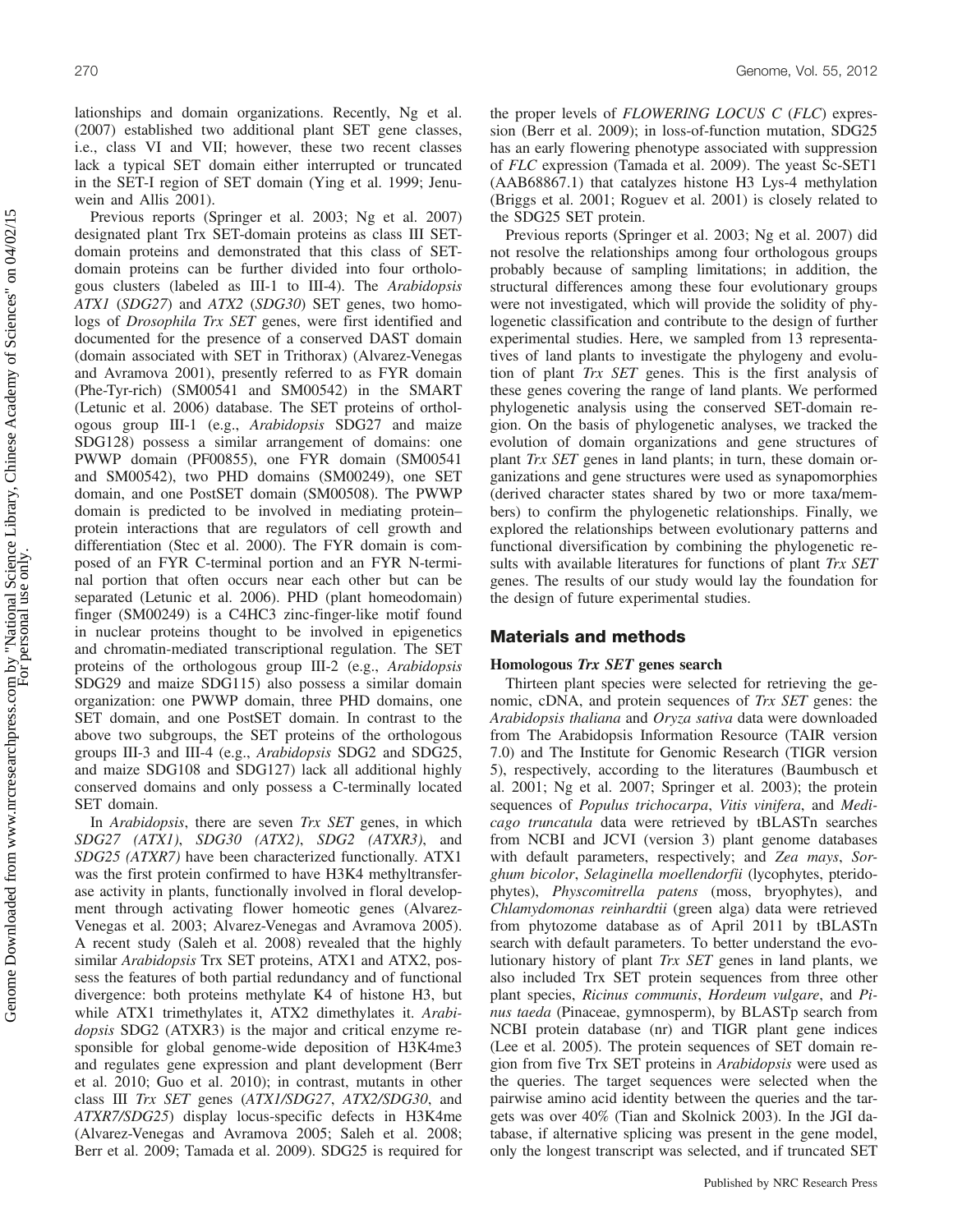lationships and domain organizations. Recently, Ng et al. (2007) established two additional plant SET gene classes, i.e., class VI and VII; however, these two recent classes lack a typical SET domain either interrupted or truncated in the SET-I region of SET domain (Ying et al. 1999; Jenuwein and Allis 2001).

Previous reports (Springer et al. 2003; Ng et al. 2007) designated plant Trx SET-domain proteins as class III SET-domain proteins and demonstrated that this class of SET-domain proteins can be further divided into four orthologous clusters (labeled as III-1 to III-4). The *Arabidopsis ATX1* (*SDG27*) and *ATX2* (*SDG30*) SET genes, two homologs of *Drosophila Trx SET* genes, were first identified and documented for the presence of a conserved DAST domain (domain associated with SET in Trithorax) (Alvarez-Venegas and Avramova 2001), presently referred to as FYR domain (Phe-Tyr-rich) (SM00541 and SM00542) in the SMART (Letunic et al. 2006) database. The SET proteins of orthologous group III-1 (e.g., *Arabidopsis* SDG27 and maize SDG128) possess a similar arrangement of domains: one PWWP domain (PF00855), one FYR domain (SM00541 and SM00542), two PHD domains (SM00249), one SET domain, and one PostSET domain (SM00508). The PWWP domain is predicted to be involved in mediating protein–protein interactions that are regulators of cell growth and differentiation (Stec et al. 2000). The FYR domain is composed of an FYR C-terminal portion and an FYR N-terminal portion that often occurs near each other but can be separated (Letunic et al. 2006). PHD (plant homeodomain) finger (SM00249) is a C4HC3 zinc-finger-like motif found in nuclear proteins thought to be involved in epigenetics and chromatin-mediated transcriptional regulation. The SET proteins of the orthologous group III-2 (e.g., *Arabidopsis* SDG29 and maize SDG115) also possess a similar domain organization: one PWWP domain, three PHD domains, one SET domain, and one PostSET domain. In contrast to the above two subgroups, the SET proteins of the orthologous groups III-3 and III-4 (e.g., *Arabidopsis* SDG2 and SDG25, and maize SDG108 and SDG127) lack all additional highly conserved domains and only possess a C-terminally located SET domain.

In *Arabidopsis*, there are seven *Trx SET* genes, in which *SDG27 (ATX1)*, *SDG30 (ATX2)*, *SDG2 (ATXR3)*, and *SDG25 (ATXR7)* have been characterized functionally. ATX1 was the first protein confirmed to have H3K4 methyltransferase activity in plants, functionally involved in floral development through activating flower homeotic genes (Alvarez-Venegas et al. 2003; Alvarez-Venegas and Avramova 2005). A recent study (Saleh et al. 2008) revealed that the highly similar *Arabidopsis* Trx SET proteins, ATX1 and ATX2, possess the features of both partial redundancy and of functional divergence: both proteins methylate K4 of histone H3, but while ATX1 trimethylates it, ATX2 dimethylates it. *Arabidopsis* SDG2 (ATXR3) is the major and critical enzyme responsible for global genome-wide deposition of H3K4me3 and regulates gene expression and plant development (Berr et al. 2010; Guo et al. 2010); in contrast, mutants in other class III *Trx SET* genes (*ATX1/SDG27*, *ATX2/SDG30*, and *ATXR7/SDG25*) display locus-specific defects in H3K4me (Alvarez-Venegas and Avramova 2005; Saleh et al. 2008; Berr et al. 2009; Tamada et al. 2009). SDG25 is required for the proper levels of *FLOWERING LOCUS C* (*FLC*) expression (Berr et al. 2009); in loss-of-function mutation, SDG25 has an early flowering phenotype associated with suppression of *FLC* expression (Tamada et al. 2009). The yeast Sc-SET1 (AAB68867.1) that catalyzes histone H3 Lys-4 methylation (Briggs et al. 2001; Roguev et al. 2001) is closely related to the SDG25 SET protein.

Previous reports (Springer et al. 2003; Ng et al. 2007) did not resolve the relationships among four orthologous groups probably because of sampling limitations; in addition, the structural differences among these four evolutionary groups were not investigated, which will provide the solidity of phylogenetic classification and contribute to the design of further experimental studies. Here, we sampled from 13 representatives of land plants to investigate the phylogeny and evolution of plant *Trx SET* genes. This is the first analysis of these genes covering the range of land plants. We performed phylogenetic analysis using the conserved SET-domain region. On the basis of phylogenetic analyses, we tracked the evolution of domain organizations and gene structures of plant *Trx SET* genes in land plants; in turn, these domain organizations and gene structures were used as synapomorphies (derived character states shared by two or more taxa/members) to confirm the phylogenetic relationships. Finally, we explored the relationships between evolutionary patterns and functional diversification by combining the phylogenetic results with available literatures for functions of plant *Trx SET* genes. The results of our study would lay the foundation for the design of future experimental studies.

## Materials and methods

### Homologous *Trx SET* genes search

Thirteen plant species were selected for retrieving the genomic, cDNA, and protein sequences of *Trx SET* genes: the *Arabidopsis thaliana* and *Oryza sativa* data were downloaded from The Arabidopsis Information Resource (TAIR version 7.0) and The Institute for Genomic Research (TIGR version 5), respectively, according to the literatures (Baumbusch et al. 2001; Ng et al. 2007; Springer et al. 2003); the protein sequences of *Populus trichocarpa*, *Vitis vinifera*, and *Medicago truncatula* data were retrieved by tBLASTn searches from NCBI and JCVI (version 3) plant genome databases with default parameters, respectively; and *Zea mays*, *Sorghum bicolor*, *Selaginella moellendorfii* (lycophytes, pteridophytes), *Physcomitrella patens* (moss, bryophytes), and *Chlamydomonas reinhardtii* (green alga) data were retrieved from phytozome database as of April 2011 by tBLASTn search with default parameters. To better understand the evolutionary history of plant *Trx SET* genes in land plants, we also included Trx SET protein sequences from three other plant species, *Ricinus communis*, *Hordeum vulgare*, and *Pinus taeda* (Pinaceae, gymnosperm), by BLASTp search from NCBI protein database (nr) and TIGR plant gene indices (Lee et al. 2005). The protein sequences of SET domain region from five Trx SET proteins in *Arabidopsis* were used as the queries. The target sequences were selected when the pairwise amino acid identity between the queries and the targets was over 40% (Tian and Skolnick 2003). In the JGI database, if alternative splicing was present in the gene model, only the longest transcript was selected, and if truncated SET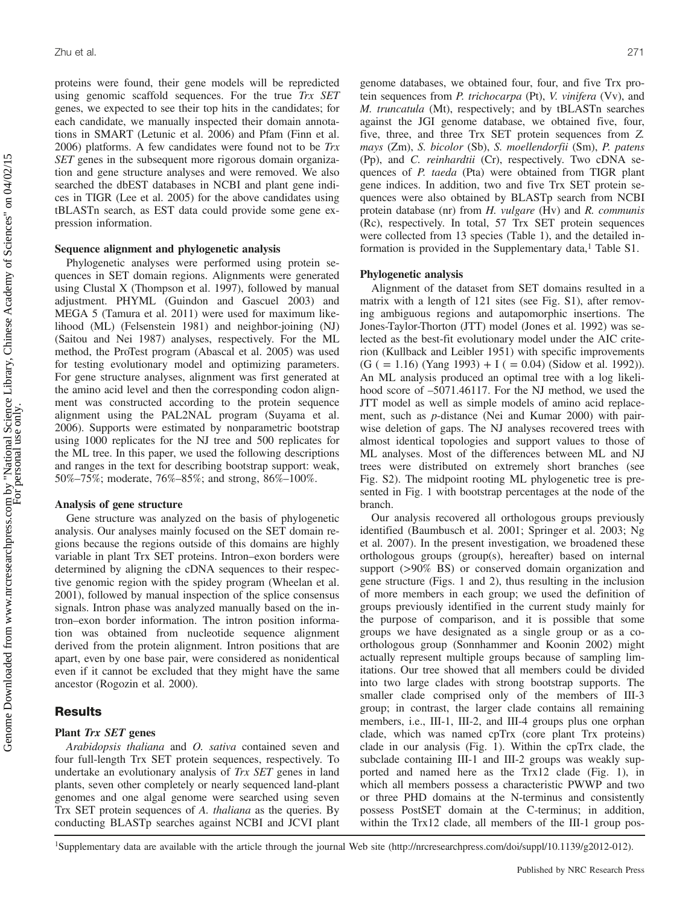proteins were found, their gene models will be repredicted using genomic scaffold sequences. For the true *Trx SET* genes, we expected to see their top hits in the candidates; for each candidate, we manually inspected their domain annotations in SMART (Letunic et al. 2006) and Pfam (Finn et al. 2006) platforms. A few candidates were found not to be *Trx SET* genes in the subsequent more rigorous domain organization and gene structure analyses and were removed. We also searched the dbEST databases in NCBI and plant gene indices in TIGR (Lee et al. 2005) for the above candidates using tBLASTn search, as EST data could provide some gene expression information.

### Sequence alignment and phylogenetic analysis

Phylogenetic analyses were performed using protein sequences in SET domain regions. Alignments were generated using Clustal X (Thompson et al. 1997), followed by manual adjustment. PHYML (Guindon and Gascuel 2003) and MEGA 5 (Tamura et al. 2011) were used for maximum likelihood (ML) (Felsenstein 1981) and neighbor-joining (NJ) (Saitou and Nei 1987) analyses, respectively. For the ML method, the ProTest program (Abascal et al. 2005) was used for testing evolutionary model and optimizing parameters. For gene structure analyses, alignment was first generated at the amino acid level and then the corresponding codon alignment was constructed according to the protein sequence alignment using the PAL2NAL program (Suyama et al. 2006). Supports were estimated by nonparametric bootstrap using 1000 replicates for the NJ tree and 500 replicates for the ML tree. In this paper, we used the following descriptions and ranges in the text for describing bootstrap support: weak, 50%–75%; moderate, 76%–85%; and strong, 86%–100%.

### Analysis of gene structure

Gene structure was analyzed on the basis of phylogenetic analysis. Our analyses mainly focused on the SET domain regions because the regions outside of this domains are highly variable in plant Trx SET proteins. Intron–exon borders were determined by aligning the cDNA sequences to their respective genomic region with the spidey program (Wheelan et al. 2001), followed by manual inspection of the splice consensus signals. Intron phase was analyzed manually based on the intron–exon border information. The intron position information was obtained from nucleotide sequence alignment derived from the protein alignment. Intron positions that are apart, even by one base pair, were considered as nonidentical even if it cannot be excluded that they might have the same ancestor (Rogozin et al. 2000).

## Results

### Plant *Trx SET* genes

*Arabidopsis thaliana* and *O. sativa* contained seven and four full-length Trx SET protein sequences, respectively. To undertake an evolutionary analysis of *Trx SET* genes in land plants, seven other completely or nearly sequenced land-plant genomes and one algal genome were searched using seven Trx SET protein sequences of *A. thaliana* as the queries. By conducting BLASTp searches against NCBI and JCVI plant genome databases, we obtained four, four, and five Trx protein sequences from *P. trichocarpa* (Pt), *V. vinifera* (Vv), and *M. truncatula* (Mt), respectively; and by tBLASTn searches against the JGI genome database, we obtained five, four, five, three, and three Trx SET protein sequences from *Z. mays* (Zm), *S. bicolor* (Sb), *S. moellendorfii* (Sm), *P. patens* (Pp), and *C. reinhardtii* (Cr), respectively. Two cDNA sequences of *P. taeda* (Pta) were obtained from TIGR plant gene indices. In addition, two and five Trx SET protein sequences were also obtained by BLASTp search from NCBI protein database (nr) from *H. vulgare* (Hv) and *R. communis* (Rc), respectively. In total, 57 Trx SET protein sequences were collected from 13 species (Table 1), and the detailed information is provided in the Supplementary data,[1] Table S1.

### Phylogenetic analysis

Alignment of the dataset from SET domains resulted in a matrix with a length of 121 sites (see Fig. S1), after removing ambiguous regions and autapomorphic insertions. The Jones-Taylor-Thorton (JTT) model (Jones et al. 1992) was selected as the best-fit evolutionary model under the AIC criterion (Kullback and Leibler 1951) with specific improvements (G ( = 1.16) (Yang 1993) + I ( = 0.04) (Sidow et al. 1992)). An ML analysis produced an optimal tree with a log likelihood score of –5071.46117. For the NJ method, we used the JTT model as well as simple models of amino acid replacement, such as *p*-distance (Nei and Kumar 2000) with pairwise deletion of gaps. The NJ analyses recovered trees with almost identical topologies and support values to those of ML analyses. Most of the differences between ML and NJ trees were distributed on extremely short branches (see Fig. S2). The midpoint rooting ML phylogenetic tree is presented in Fig. 1 with bootstrap percentages at the node of the branch.

Our analysis recovered all orthologous groups previously identified (Baumbusch et al. 2001; Springer et al. 2003; Ng et al. 2007). In the present investigation, we broadened these orthologous groups (group(s), hereafter) based on internal support (>90% BS) or conserved domain organization and gene structure (Figs. 1 and 2), thus resulting in the inclusion of more members in each group; we used the definition of groups previously identified in the current study mainly for the purpose of comparison, and it is possible that some groups we have designated as a single group or as a co-orthologous group (Sonnhammer and Koonin 2002) might actually represent multiple groups because of sampling limitations. Our tree showed that all members could be divided into two large clades with strong bootstrap supports. The smaller clade comprised only of the members of III-3 group; in contrast, the larger clade contains all remaining members, i.e., III-1, III-2, and III-4 groups plus one orphan clade, which was named cpTrx (core plant Trx proteins) clade in our analysis (Fig. 1). Within the cpTrx clade, the subclade containing III-1 and III-2 groups was weakly supported and named here as the Trx12 clade (Fig. 1), in which all members possess a characteristic PWWP and two or three PHD domains at the N-terminus and consistently possess PostSET domain at the C-terminus; in addition, within the Trx12 clade, all members of the III-1 group pos-

[1]Supplementary data are available with the article through the journal Web site (http://nrcresearchpress.com/doi/suppl/10.1139/g2012-012).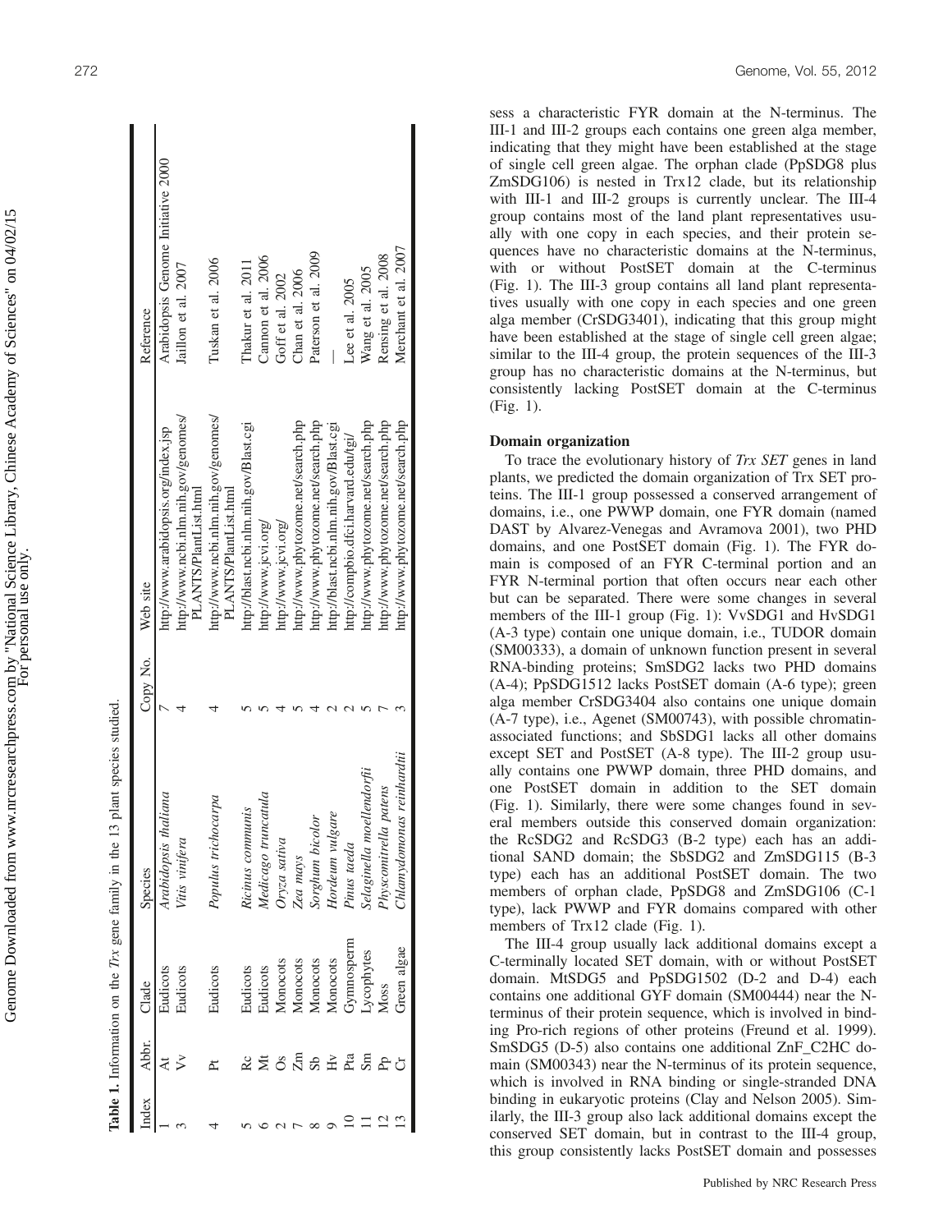**Table 1.** Information on the *Trx* gene family in the 13 plant species studied.

| Index | Abbr. | Clade | Species | Copy No. | Web site | Reference |
|---|---|---|---|---|---|---|
| 1 | At | Eudicots | *Arabidopsis thaliana* | 7 | http://www.arabidopsis.org/index.jsp | Arabidopsis Genome Initiative 2000 |
| 3 | Vv | Eudicots | *Vitis vinifera* | 4 | http://www.ncbi.nlm.nih.gov/genomes/PLANTS/PlantList.html | Jaillon et al. 2007 |
| 4 | Pt | Eudicots | *Populus trichocarpa* | 4 | http://www.ncbi.nlm.nih.gov/genomes/PLANTS/PlantList.html | Tuskan et al. 2006 |
| 5 | Rc | Eudicots | *Ricinus communis* | 5 | http://blast.ncbi.nlm.nih.gov/Blast.cgi | Thakur et al. 2011 |
| 6 | Mt | Eudicots | *Medicago truncatula* | 5 | http://www.jcvi.org/ | Cannon et al. 2006 |
| 2 | Os | Monocots | *Oryza sativa* | 4 | http://www.jcvi.org/ | Goff et al. 2002 |
| 7 | Zm | Monocots | *Zea mays* | 5 | http://www.phytozome.net/search.php | Chan et al. 2006 |
| 8 | Sb | Monocots | *Sorghum bicolor* | 4 | http://www.phytozome.net/search.php | Paterson et al. 2009 |
| 9 | Hv | Monocots | *Hordeum vulgare* | 2 | http://blast.ncbi.nlm.nih.gov/Blast.cgi | — |
| 10 | Pta | Gymnosperm | *Pinus taeda* | 2 | http://compbio.dfci.harvard.edu/tgi/ | Lee et al. 2005 |
| 11 | Sm | Lycophytes | *Selaginella moellendorfii* | 5 | http://www.phytozome.net/search.php | Wang et al. 2005 |
| 12 | Pp | Moss | *Physcomitrella patens* | 7 | http://www.phytozome.net/search.php | Rensing et al. 2008 |
| 13 | Cr | Green algae | *Chlamydomonas reinhardtii* | 3 | http://www.phytozome.net/search.php | Merchant et al. 2007 |

sess a characteristic FYR domain at the N-terminus. The III-1 and III-2 groups each contains one green alga member, indicating that they might have been established at the stage of single cell green algae. The orphan clade (PpSDG8 plus ZmSDG106) is nested in Trx12 clade, but its relationship with III-1 and III-2 groups is currently unclear. The III-4 group contains most of the land plant representatives usually with one copy in each species, and their protein sequences have no characteristic domains at the N-terminus, with or without PostSET domain at the C-terminus (Fig. 1). The III-3 group contains all land plant representatives usually with one copy in each species and one green alga member (CrSDG3401), indicating that this group might have been established at the stage of single cell green algae; similar to the III-4 group, the protein sequences of the III-3 group has no characteristic domains at the N-terminus, but consistently lacking PostSET domain at the C-terminus (Fig. 1).

### Domain organization

To trace the evolutionary history of *Trx SET* genes in land plants, we predicted the domain organization of Trx SET proteins. The III-1 group possessed a conserved arrangement of domains, i.e., one PWWP domain, one FYR domain (named DAST by Alvarez-Venegas and Avramova 2001), two PHD domains, and one PostSET domain (Fig. 1). The FYR domain is composed of an FYR C-terminal portion and an FYR N-terminal portion that often occurs near each other but can be separated. There were some changes in several members of the III-1 group (Fig. 1): VvSDG1 and HvSDG1 (A-3 type) contain one unique domain, i.e., TUDOR domain (SM00333), a domain of unknown function present in several RNA-binding proteins; SmSDG2 lacks two PHD domains (A-4); PpSDG1512 lacks PostSET domain (A-6 type); green alga member CrSDG3404 also contains one unique domain (A-7 type), i.e., Agenet (SM00743), with possible chromatin-associated functions; and SbSDG1 lacks all other domains except SET and PostSET (A-8 type). The III-2 group usually contains one PWWP domain, three PHD domains, and one PostSET domain in addition to the SET domain (Fig. 1). Similarly, there were some changes found in several members outside this conserved domain organization: the RcSDG2 and RcSDG3 (B-2 type) each has an additional SAND domain; the SbSDG2 and ZmSDG115 (B-3 type) each has an additional PostSET domain. The two members of orphan clade, PpSDG8 and ZmSDG106 (C-1 type), lack PWWP and FYR domains compared with other members of Trx12 clade (Fig. 1).

The III-4 group usually lack additional domains except a C-terminally located SET domain, with or without PostSET domain. MtSDG5 and PpSDG1502 (D-2 and D-4) each contains one additional GYF domain (SM00444) near the N-terminus of their protein sequence, which is involved in binding Pro-rich regions of other proteins (Freund et al. 1999). SmSDG5 (D-5) also contains one additional ZnF_C2HC domain (SM00343) near the N-terminus of its protein sequence, which is involved in RNA binding or single-stranded DNA binding in eukaryotic proteins (Clay and Nelson 2005). Similarly, the III-3 group also lack additional domains except the conserved SET domain, but in contrast to the III-4 group, this group consistently lacks PostSET domain and possesses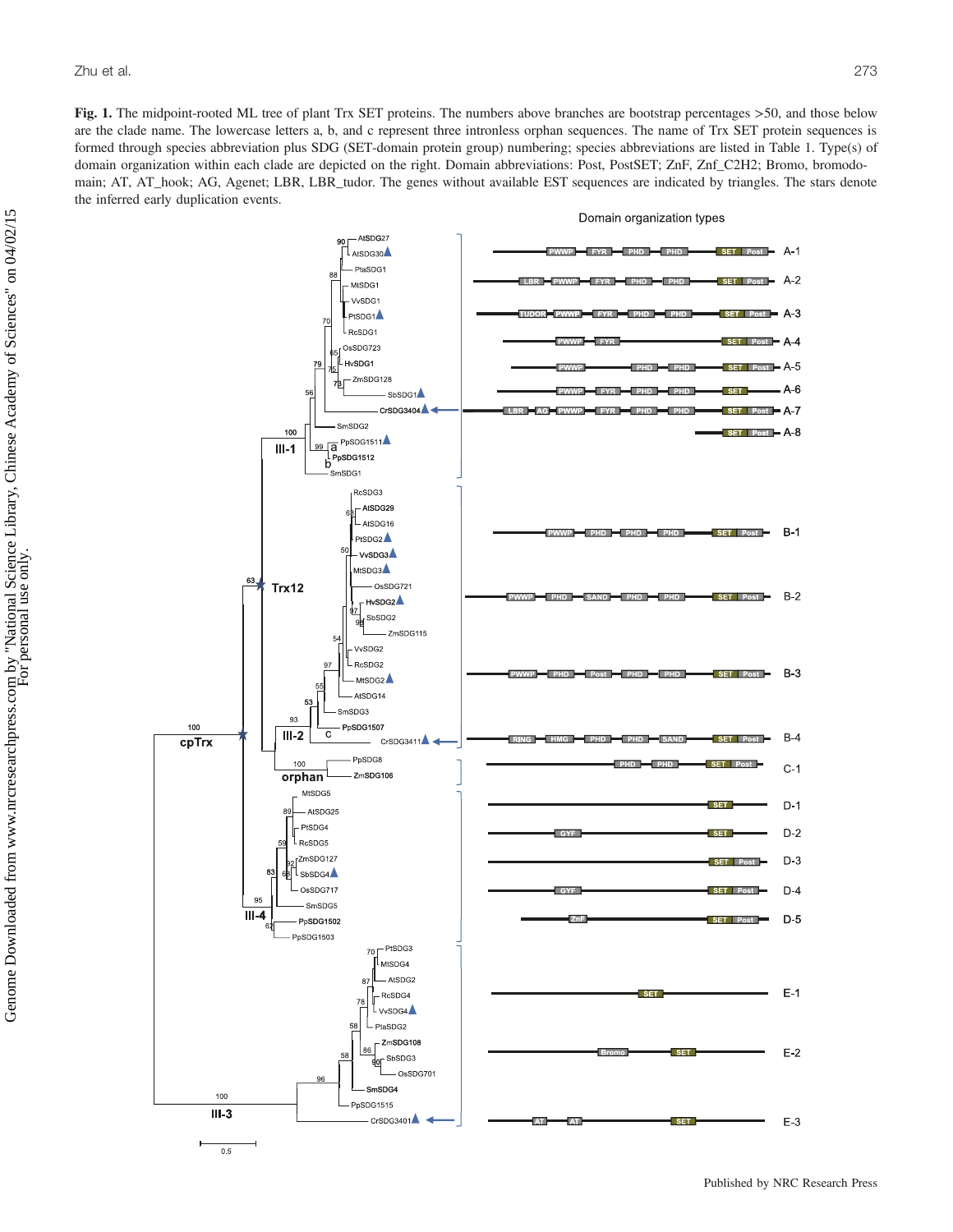**Fig. 1.** The midpoint-rooted ML tree of plant Trx SET proteins. The numbers above branches are bootstrap percentages >50, and those below are the clade name. The lowercase letters a, b, and c represent three intronless orphan sequences. The name of Trx SET protein sequences is formed through species abbreviation plus SDG (SET-domain protein group) numbering; species abbreviations are listed in Table 1. Type(s) of domain organization within each clade are depicted on the right. Domain abbreviations: Post, PostSET; ZnF, Znf_C2H2; Bromo, bromodomain; AT, AT_hook; AG, Agenet; LBR, LBR_tudor. The genes without available EST sequences are indicated by triangles. The stars denote the inferred early duplication events.

Domain organization types

AtSDG27
AtSDG30
PtaSDG1
MtSDG1
VvSDG1
PtSDG1
RcSDG1
OsSDG723
HvSDG1
ZmSDG128
SbSDG1
CrSDG3404
SmSDG2
PpSDG1511
PpSDG1512
SmSDG1
RcSDG3
AtSDG29
AtSDG16
PtSDG2
VvSDG3
MtSDG3
OsSDG721
HvSDG2
SbSDG2
ZmSDG115
VvSDG2
RcSDG2
MtSDG2
AtSDG14
SmSDG3
PpSDG1507
CrSDG3411
PpSDG8
ZmSDG106
MtSDG5
AtSDG25
PtSDG4
RcSDG5
ZmSDG127
SbSDG4
OsSDG717
SmSDG5
PpSDG1502
PpSDG1503
PtSDG3
MtSDG4
AtSDG2
RcSDG4
VvSDG4
PtaSDG2
ZmSDG108
SbSDG3
OsSDG701
SmSDG4
PpSDG1515
CrSDG3401

III-1
III-2
III-3
III-4
Trx12
cpTrx
orphan
a
b
c

90 88 70 65 79 75 73 56 100 99 63 50 97 98 54 97 55 53 93 63 100 100 89 59 92 62 83 95 62 70 87 78 58 86 90 58 96 100

A-1 PWWP FYR PHD PHD SET Post
A-2 LBR PWWP FYR PHD PHD SET Post
A-3 TUDOR PWWP FYR PHD PHD SET Post
A-4 PWWP FYR SET Post
A-5 PWWP PHD PHD SET Post
A-6 PWWP FYR PHD PHD SET
A-7 LBR AG PWWP FYR PHD PHD SET Post
A-8 SET Post
B-1 PWWP PHD PHD PHD SET Post
B-2 PWWP PHD SAND PHD PHD SET Post
B-3 PWWP PHD Post PHD PHD SET Post
B-4 RING HMG PHD PHD SAND SET Post
C-1 PHD PHD SET Post
D-1 SET
D-2 GYF SET
D-3 SET Post
D-4 GYF SET Post
D-5 ZnF SET Post
E-1 SET
E-2 Bromo SET
E-3 AT AT SET

0.5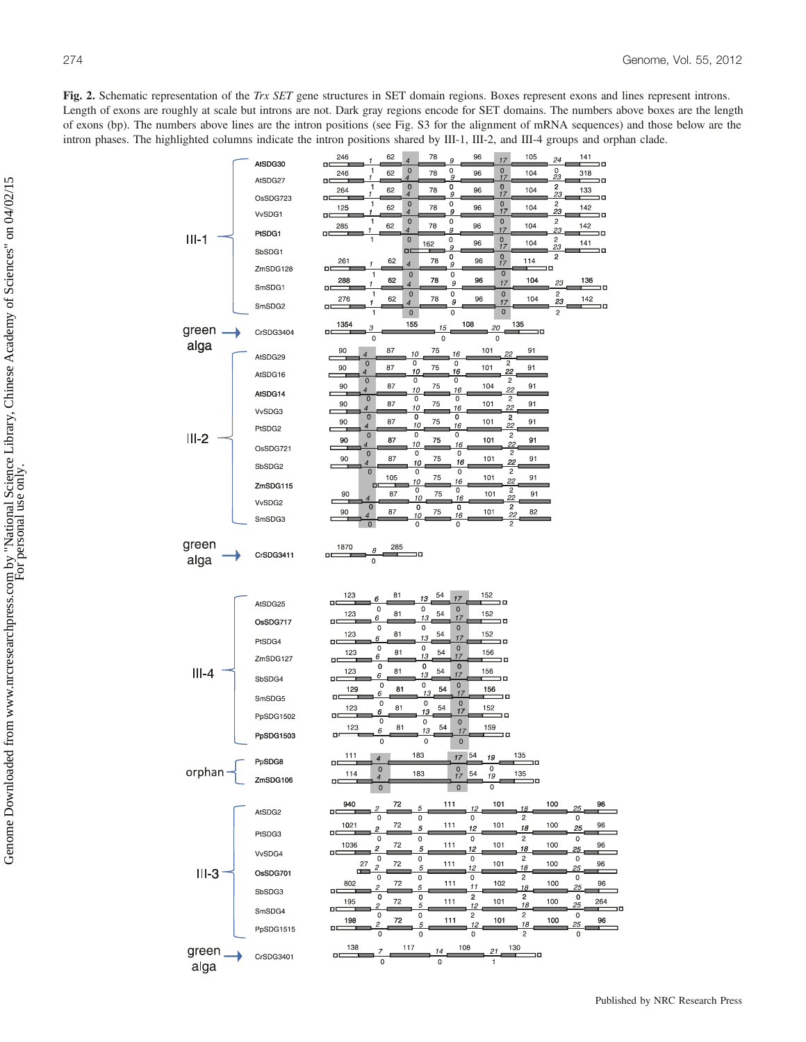**Fig. 2.** Schematic representation of the *Trx SET* gene structures in SET domain regions. Boxes represent exons and lines represent introns. Length of exons are roughly at scale but introns are not. Dark gray regions encode for SET domains. The numbers above boxes are the length of exons (bp). The numbers above lines are the intron positions (see Fig. S3 for the alignment of mRNA sequences) and those below are the intron phases. The highlighted columns indicate the intron positions shared by III-1, III-2, and III-4 groups and orphan clade.

III-1

AtSDG30
AtSDG27
OsSDG723
VvSDG1
PtSDG1
SbSDG1
ZmSDG128
SmSDG1
SmSDG2

green alga

CrSDG3404

III-2

AtSDG29
AtSDG16
AtSDG14
VvSDG3
PtSDG2
OsSDG721
SbSDG2
ZmSDG115
VvSDG2
SmSDG3

green alga

CrSDG3411

III-4

AtSDG25
OsSDG717
PtSDG4
ZmSDG127
SbSDG4
SmSDG5
PpSDG1502
PpSDG1503

orphan

PpSDG8
ZmSDG106

III-3

AtSDG2
PtSDG3
VvSDG4
OsSDG701
SbSDG3
SmSDG4
PpSDG1515

green alga

CrSDG3401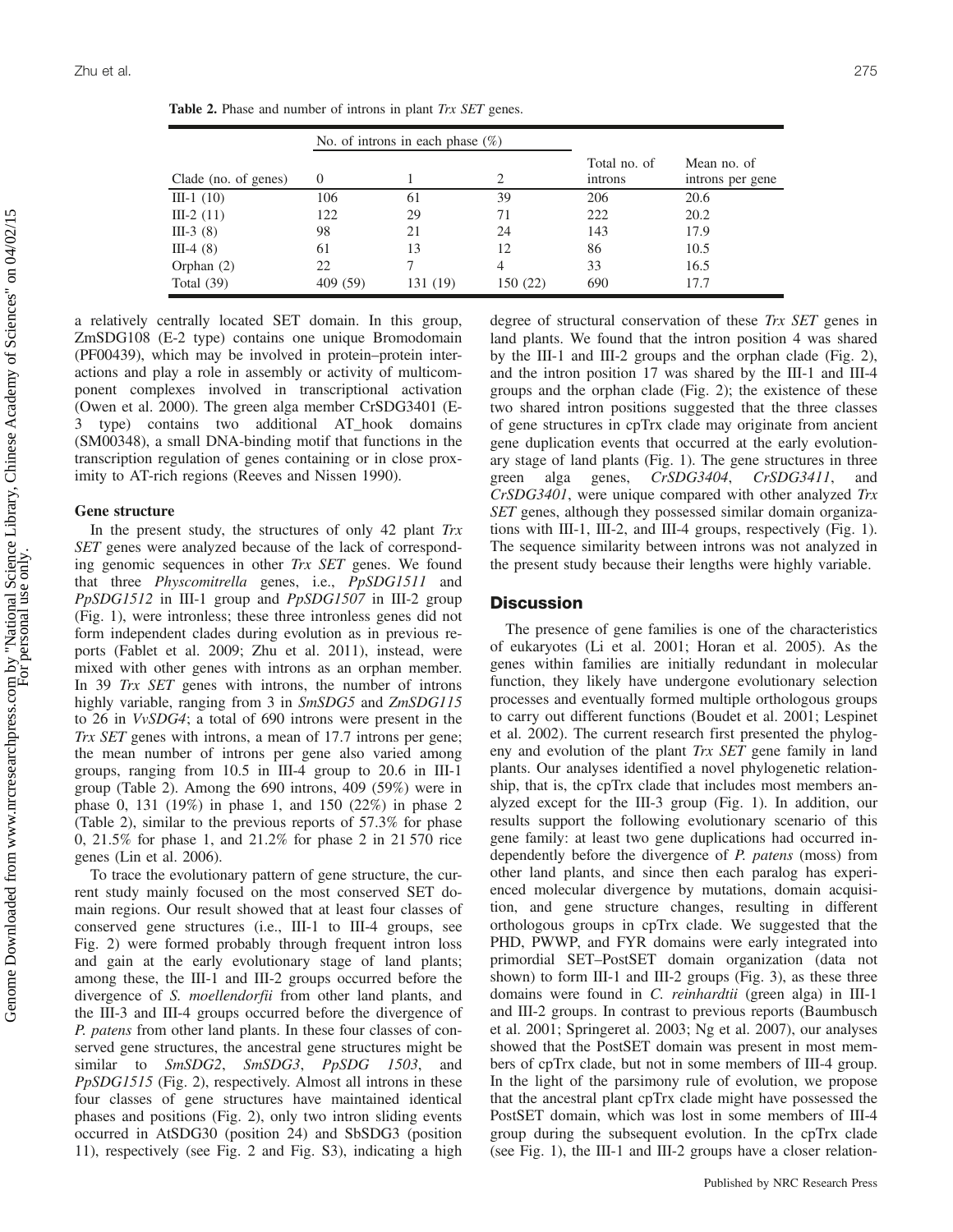**Table 2.** Phase and number of introns in plant *Trx SET* genes.

| | No. of introns in each phase (%) | | | | |
|---|---|---|---|---|---|
| Clade (no. of genes) | 0 | 1 | 2 | Total no. of introns | Mean no. of introns per gene |
| III-1 (10) | 106 | 61 | 39 | 206 | 20.6 |
| III-2 (11) | 122 | 29 | 71 | 222 | 20.2 |
| III-3 (8) | 98 | 21 | 24 | 143 | 17.9 |
| III-4 (8) | 61 | 13 | 12 | 86 | 10.5 |
| Orphan (2) | 22 | 7 | 4 | 33 | 16.5 |
| Total (39) | 409 (59) | 131 (19) | 150 (22) | 690 | 17.7 |

a relatively centrally located SET domain. In this group, ZmSDG108 (E-2 type) contains one unique Bromodomain (PF00439), which may be involved in protein–protein interactions and play a role in assembly or activity of multicomponent complexes involved in transcriptional activation (Owen et al. 2000). The green alga member CrSDG3401 (E-3 type) contains two additional AT_hook domains (SM00348), a small DNA-binding motif that functions in the transcription regulation of genes containing or in close proximity to AT-rich regions (Reeves and Nissen 1990).

### Gene structure

In the present study, the structures of only 42 plant *Trx SET* genes were analyzed because of the lack of corresponding genomic sequences in other *Trx SET* genes. We found that three *Physcomitrella* genes, i.e., *PpSDG1511* and *PpSDG1512* in III-1 group and *PpSDG1507* in III-2 group (Fig. 1), were intronless; these three intronless genes did not form independent clades during evolution as in previous reports (Fablet et al. 2009; Zhu et al. 2011), instead, were mixed with other genes with introns as an orphan member. In 39 *Trx SET* genes with introns, the number of introns highly variable, ranging from 3 in *SmSDG5* and *ZmSDG115* to 26 in *VvSDG4*; a total of 690 introns were present in the *Trx SET* genes with introns, a mean of 17.7 introns per gene; the mean number of introns per gene also varied among groups, ranging from 10.5 in III-4 group to 20.6 in III-1 group (Table 2). Among the 690 introns, 409 (59%) were in phase 0, 131 (19%) in phase 1, and 150 (22%) in phase 2 (Table 2), similar to the previous reports of 57.3% for phase 0, 21.5% for phase 1, and 21.2% for phase 2 in 21 570 rice genes (Lin et al. 2006).

To trace the evolutionary pattern of gene structure, the current study mainly focused on the most conserved SET domain regions. Our result showed that at least four classes of conserved gene structures (i.e., III-1 to III-4 groups, see Fig. 2) were formed probably through frequent intron loss and gain at the early evolutionary stage of land plants; among these, the III-1 and III-2 groups occurred before the divergence of *S. moellendorffii* from other land plants, and the III-3 and III-4 groups occurred before the divergence of *P. patens* from other land plants. In these four classes of conserved gene structures, the ancestral gene structures might be similar to *SmSDG2*, *SmSDG3*, *PpSDG 1503*, and *PpSDG1515* (Fig. 2), respectively. Almost all introns in these four classes of gene structures have maintained identical phases and positions (Fig. 2), only two intron sliding events occurred in AtSDG30 (position 24) and SbSDG3 (position 11), respectively (see Fig. 2 and Fig. S3), indicating a high degree of structural conservation of these *Trx SET* genes in land plants. We found that the intron position 4 was shared by the III-1 and III-2 groups and the orphan clade (Fig. 2), and the intron position 17 was shared by the III-1 and III-4 groups and the orphan clade (Fig. 2); the existence of these two shared intron positions suggested that the three classes of gene structures in cpTrx clade may originate from ancient gene duplication events that occurred at the early evolutionary stage of land plants (Fig. 1). The gene structures in three green alga genes, *CrSDG3404*, *CrSDG3411*, and *CrSDG3401*, were unique compared with other analyzed *Trx SET* genes, although they possessed similar domain organizations with III-1, III-2, and III-4 groups, respectively (Fig. 1). The sequence similarity between introns was not analyzed in the present study because their lengths were highly variable.

## Discussion

The presence of gene families is one of the characteristics of eukaryotes (Li et al. 2001; Horan et al. 2005). As the genes within families are initially redundant in molecular function, they likely have undergone evolutionary selection processes and eventually formed multiple orthologous groups to carry out different functions (Boudet et al. 2001; Lespinet et al. 2002). The current research first presented the phylogeny and evolution of the plant *Trx SET* gene family in land plants. Our analyses identified a novel phylogenetic relationship, that is, the cpTrx clade that includes most members analyzed except for the III-3 group (Fig. 1). In addition, our results support the following evolutionary scenario of this gene family: at least two gene duplications had occurred independently before the divergence of *P. patens* (moss) from other land plants, and since then each paralog has experienced molecular divergence by mutations, domain acquisition, and gene structure changes, resulting in different orthologous groups in cpTrx clade. We suggested that the PHD, PWWP, and FYR domains were early integrated into primordial SET–PostSET domain organization (data not shown) to form III-1 and III-2 groups (Fig. 3), as these three domains were found in *C. reinhardtii* (green alga) in III-1 and III-2 groups. In contrast to previous reports (Baumbusch et al. 2001; Springeret al. 2003; Ng et al. 2007), our analyses showed that the PostSET domain was present in most members of cpTrx clade, but not in some members of III-4 group. In the light of the parsimony rule of evolution, we propose that the ancestral plant cpTrx clade might have possessed the PostSET domain, which was lost in some members of III-4 group during the subsequent evolution. In the cpTrx clade (see Fig. 1), the III-1 and III-2 groups have a closer relation-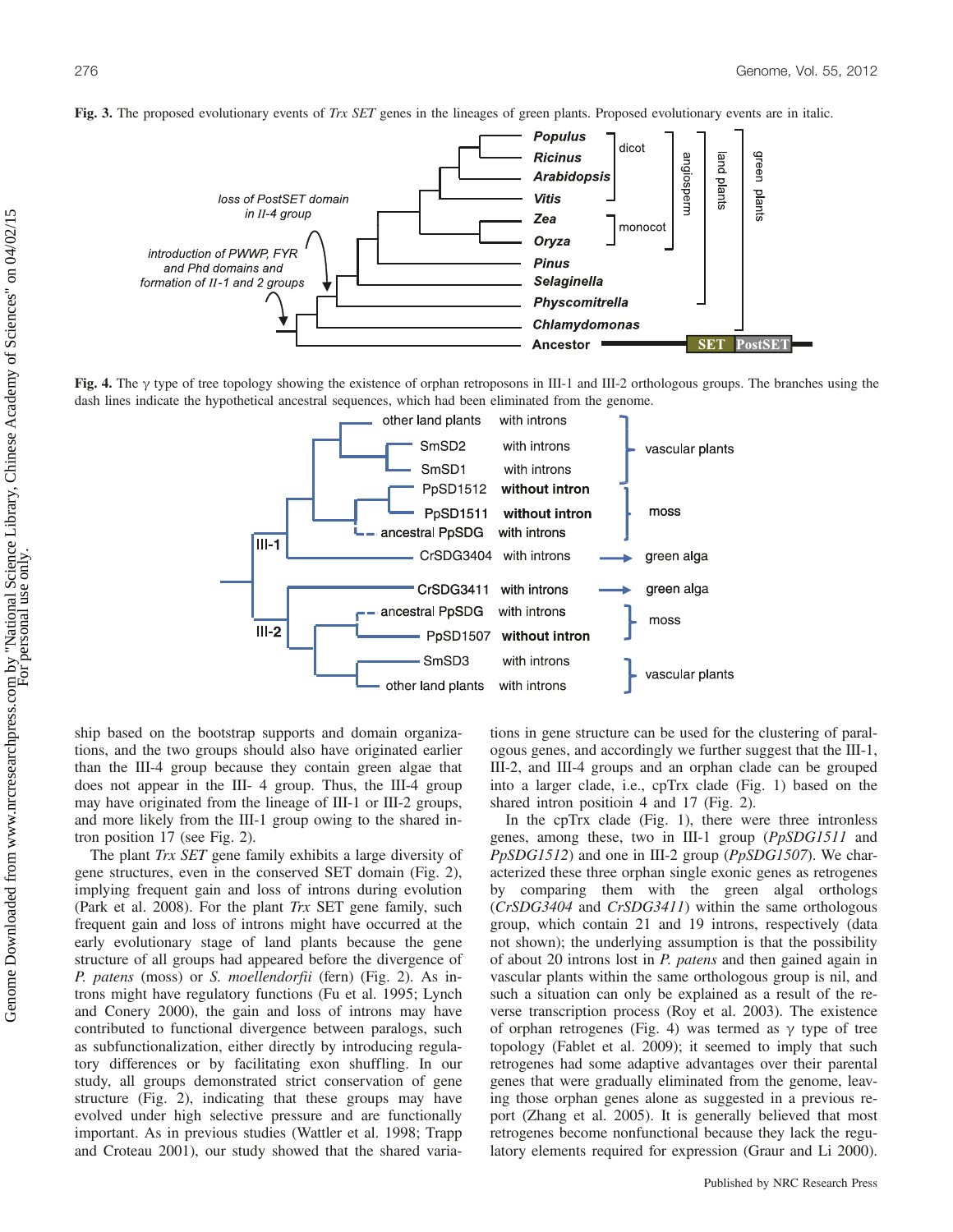**Fig. 3.** The proposed evolutionary events of *Trx SET* genes in the lineages of green plants. Proposed evolutionary events are in italic.

Populus
Ricinus
Arabidopsis
Vitis
Zea
Oryza
Pinus
Selaginella
Physcomitrella
Chlamydomonas
Ancestor
dicot
monocot
angiosperm
land plants
green plants
*loss of PostSET domain in II-4 group*
*introduction of PWWP, FYR and Phd domains and formation of II-1 and 2 groups*
SET
PostSET

**Fig. 4.** The γ type of tree topology showing the existence of orphan retroposons in III-1 and III-2 orthologous groups. The branches using the dash lines indicate the hypothetical ancestral sequences, which had been eliminated from the genome.

III-1
other land plants with introns
SmSD2 with introns
SmSD1 with introns
PpSD1512 **without intron**
PpSD1511 **without intron**
ancestral PpSDG with introns
CrSDG3404 with introns
vascular plants
moss
green alga

III-2
CrSDG3411 with introns
ancestral PpSDG with introns
PpSD1507 **without intron**
SmSD3 with introns
other land plants with introns
green alga
moss
vascular plants

ship based on the bootstrap supports and domain organizations, and the two groups should also have originated earlier than the III-4 group because they contain green algae that does not appear in the III- 4 group. Thus, the III-4 group may have originated from the lineage of III-1 or III-2 groups, and more likely from the III-1 group owing to the shared intron position 17 (see Fig. 2).

The plant *Trx SET* gene family exhibits a large diversity of gene structures, even in the conserved SET domain (Fig. 2), implying frequent gain and loss of introns during evolution (Park et al. 2008). For the plant *Trx* SET gene family, such frequent gain and loss of introns might have occurred at the early evolutionary stage of land plants because the gene structure of all groups had appeared before the divergence of *P. patens* (moss) or *S. moellendorfii* (fern) (Fig. 2). As introns might have regulatory functions (Fu et al. 1995; Lynch and Conery 2000), the gain and loss of introns may have contributed to functional divergence between paralogs, such as subfunctionalization, either directly by introducing regulatory differences or by facilitating exon shuffling. In our study, all groups demonstrated strict conservation of gene structure (Fig. 2), indicating that these groups may have evolved under high selective pressure and are functionally important. As in previous studies (Wattler et al. 1998; Trapp and Croteau 2001), our study showed that the shared variations in gene structure can be used for the clustering of paralogous genes, and accordingly we further suggest that the III-1, III-2, and III-4 groups and an orphan clade can be grouped into a larger clade, i.e., cpTrx clade (Fig. 1) based on the shared intron positioin 4 and 17 (Fig. 2).

In the cpTrx clade (Fig. 1), there were three intronless genes, among these, two in III-1 group (*PpSDG1511* and *PpSDG1512*) and one in III-2 group (*PpSDG1507*). We characterized these three orphan single exonic genes as retrogenes by comparing them with the green algal orthologs (*CrSDG3404* and *CrSDG3411*) within the same orthologous group, which contain 21 and 19 introns, respectively (data not shown); the underlying assumption is that the possibility of about 20 introns lost in *P. patens* and then gained again in vascular plants within the same orthologous group is nil, and such a situation can only be explained as a result of the reverse transcription process (Roy et al. 2003). The existence of orphan retrogenes (Fig. 4) was termed as γ type of tree topology (Fablet et al. 2009); it seemed to imply that such retrogenes had some adaptive advantages over their parental genes that were gradually eliminated from the genome, leaving those orphan genes alone as suggested in a previous report (Zhang et al. 2005). It is generally believed that most retrogenes become nonfunctional because they lack the regulatory elements required for expression (Graur and Li 2000).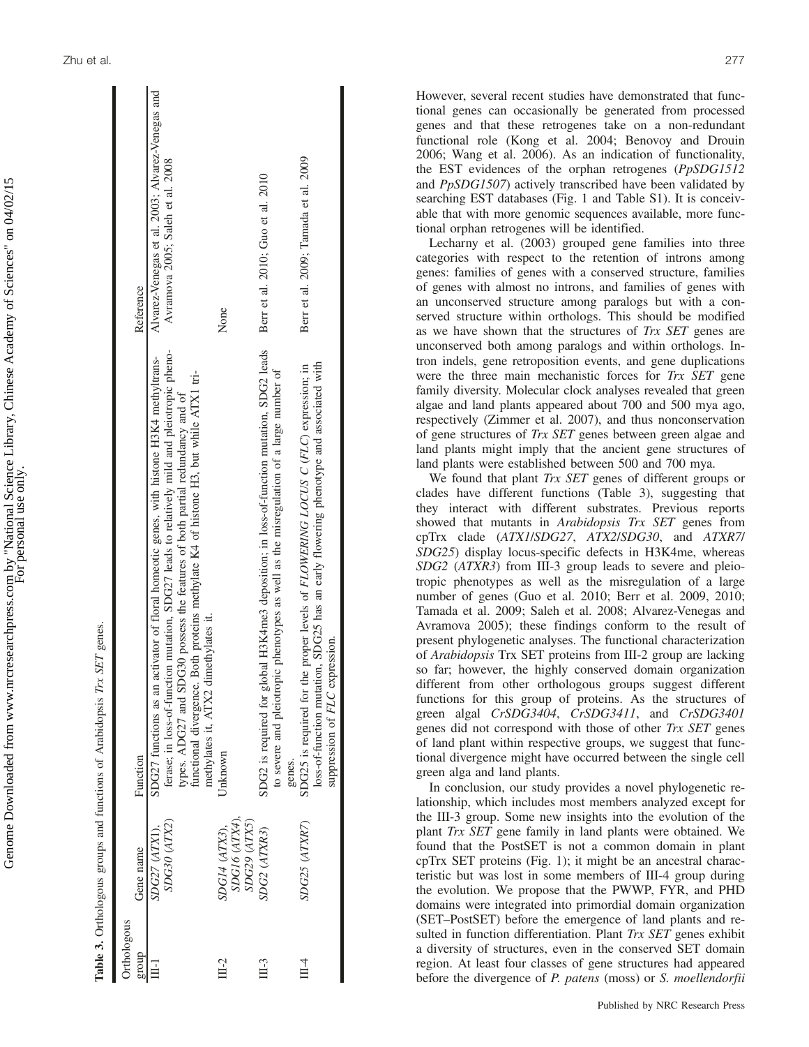**Table 3.** Orthologous groups and functions of Arabidopsis *Trx SET* genes.

| Orthologous group | Gene name | Function | Reference |
| --- | --- | --- | --- |
| III-1 | *SDG27* (*ATX1*), *SDG30* (*ATX2*) | SDG27 functions as an activator of floral homeotic genes, with histone H3K4 methyltransferase; in loss-of-function mutation, SDG27 leads to relatively mild and pleiotropic phenotypes. ADG27 and SDG30 possess the features of both partial redundancy and of functional divergence. Both proteins methylate K4 of histone H3, but while ATX1 trimethylates it, ATX2 dimethylates it. | Alvarez-Venegas et al. 2003; Alvarez-Venegas and Avramova 2005; Saleh et al. 2008 |
| III-2 | *SDG14* (*ATX3*), *SDG16* (*ATX4*), *SDG29* (*ATX5*) | Unknown | None |
| III-3 | *SDG2* (*ATXR3*) | SDG2 is required for global H3K4me3 deposition; in loss-of-function mutation, SDG2 leads to severe and pleiotropic phenotypes as well as the misregulation of a large number of genes. | Berr et al. 2010; Guo et al. 2010 |
| III-4 | *SDG25* (*ATXR7*) | SDG25 is required for the proper levels of *FLOWERING LOCUS C* (*FLC*) expression; in loss-of-function mutation, SDG25 has an early flowering phenotype and associated with suppression of *FLC* expression. | Berr et al. 2009; Tamada et al. 2009 |

However, several recent studies have demonstrated that functional genes can occasionally be generated from processed genes and that these retrogenes take on a non-redundant functional role (Kong et al. 2004; Benovoy and Drouin 2006; Wang et al. 2006). As an indication of functionality, the EST evidences of the orphan retrogenes (*PpSDG1512* and *PpSDG1507*) actively transcribed have been validated by searching EST databases (Fig. 1 and Table S1). It is conceivable that with more genomic sequences available, more functional orphan retrogenes will be identified.

Lecharny et al. (2003) grouped gene families into three categories with respect to the retention of introns among genes: families of genes with a conserved structure, families of genes with almost no introns, and families of genes with an unconserved structure among paralogs but with a conserved structure within orthologs. This should be modified as we have shown that the structures of *Trx SET* genes are unconserved both among paralogs and within orthologs. Intron indels, gene retroposition events, and gene duplications were the three main mechanistic forces for *Trx SET* gene family diversity. Molecular clock analyses revealed that green algae and land plants appeared about 700 and 500 mya ago, respectively (Zimmer et al. 2007), and thus nonconservation of gene structures of *Trx SET* genes between green algae and land plants might imply that the ancient gene structures of land plants were established between 500 and 700 mya.

We found that plant *Trx SET* genes of different groups or clades have different functions (Table 3), suggesting that they interact with different substrates. Previous reports showed that mutants in *Arabidopsis Trx SET* genes from cpTrx clade (*ATX1*/*SDG27*, *ATX2*/*SDG30*, and *ATXR7*/*SDG25*) display locus-specific defects in H3K4me, whereas *SDG2* (*ATXR3*) from III-3 group leads to severe and pleiotropic phenotypes as well as the misregulation of a large number of genes (Guo et al. 2010; Berr et al. 2009, 2010; Tamada et al. 2009; Saleh et al. 2008; Alvarez-Venegas and Avramova 2005); these findings conform to the result of present phylogenetic analyses. The functional characterization of *Arabidopsis* Trx SET proteins from III-2 group are lacking so far; however, the highly conserved domain organization different from other orthologous groups suggest different functions for this group of proteins. As the structures of green algal *CrSDG3404*, *CrSDG3411*, and *CrSDG3401* genes did not correspond with those of other *Trx SET* genes of land plant within respective groups, we suggest that functional divergence might have occurred between the single cell green alga and land plants.

In conclusion, our study provides a novel phylogenetic relationship, which includes most members analyzed except for the III-3 group. Some new insights into the evolution of the plant *Trx SET* gene family in land plants were obtained. We found that the PostSET is not a common domain in plant cpTrx SET proteins (Fig. 1); it might be an ancestral characteristic but was lost in some members of III-4 group during the evolution. We propose that the PWWP, FYR, and PHD domains were integrated into primordial domain organization (SET–PostSET) before the emergence of land plants and resulted in function differentiation. Plant *Trx SET* genes exhibit a diversity of structures, even in the conserved SET domain region. At least four classes of gene structures had appeared before the divergence of *P. patens* (moss) or *S. moellendorfii*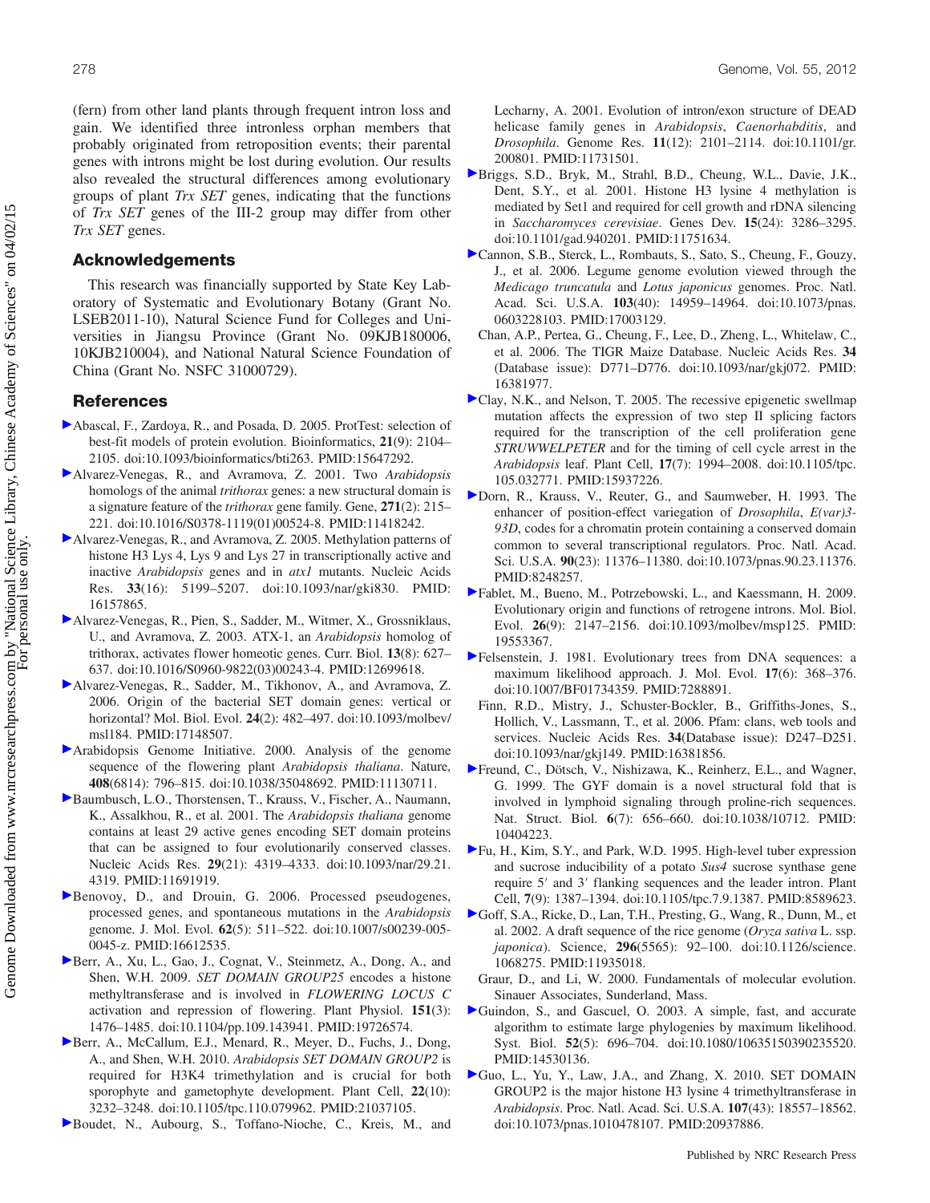(fern) from other land plants through frequent intron loss and gain. We identified three intronless orphan members that probably originated from retroposition events; their parental genes with introns might be lost during evolution. Our results also revealed the structural differences among evolutionary groups of plant *Trx SET* genes, indicating that the functions of *Trx SET* genes of the III-2 group may differ from other *Trx SET* genes.

## Acknowledgements

This research was financially supported by State Key Laboratory of Systematic and Evolutionary Botany (Grant No. LSEB2011-10), Natural Science Fund for Colleges and Universities in Jiangsu Province (Grant No. 09KJB180006, 10KJB210004), and National Natural Science Foundation of China (Grant No. NSFC 31000729).

## References

Abascal, F., Zardoya, R., and Posada, D. 2005. ProtTest: selection of best-fit models of protein evolution. Bioinformatics, **21**(9): 2104–2105. doi:10.1093/bioinformatics/bti263. PMID:15647292.

Alvarez-Venegas, R., and Avramova, Z. 2001. Two *Arabidopsis* homologs of the animal *trithorax* genes: a new structural domain is a signature feature of the *trithorax* gene family. Gene, **271**(2): 215–221. doi:10.1016/S0378-1119(01)00524-8. PMID:11418242.

Alvarez-Venegas, R., and Avramova, Z. 2005. Methylation patterns of histone H3 Lys 4, Lys 9 and Lys 27 in transcriptionally active and inactive *Arabidopsis* genes and in *atx1* mutants. Nucleic Acids Res. **33**(16): 5199–5207. doi:10.1093/nar/gki830. PMID:16157865.

Alvarez-Venegas, R., Pien, S., Sadder, M., Witmer, X., Grossniklaus, U., and Avramova, Z. 2003. ATX-1, an *Arabidopsis* homolog of trithorax, activates flower homeotic genes. Curr. Biol. **13**(8): 627–637. doi:10.1016/S0960-9822(03)00243-4. PMID:12699618.

Alvarez-Venegas, R., Sadder, M., Tikhonov, A., and Avramova, Z. 2006. Origin of the bacterial SET domain genes: vertical or horizontal? Mol. Biol. Evol. **24**(2): 482–497. doi:10.1093/molbev/msl184. PMID:17148507.

Arabidopsis Genome Initiative. 2000. Analysis of the genome sequence of the flowering plant *Arabidopsis thaliana*. Nature, **408**(6814): 796–815. doi:10.1038/35048692. PMID:11130711.

Baumbusch, L.O., Thorstensen, T., Krauss, V., Fischer, A., Naumann, K., Assalkhou, R., et al. 2001. The *Arabidopsis thaliana* genome contains at least 29 active genes encoding SET domain proteins that can be assigned to four evolutionarily conserved classes. Nucleic Acids Res. **29**(21): 4319–4333. doi:10.1093/nar/29.21.4319. PMID:11691919.

Benovoy, D., and Drouin, G. 2006. Processed pseudogenes, processed genes, and spontaneous mutations in the *Arabidopsis* genome. J. Mol. Evol. **62**(5): 511–522. doi:10.1007/s00239-005-0045-z. PMID:16612535.

Berr, A., Xu, L., Gao, J., Cognat, V., Steinmetz, A., Dong, A., and Shen, W.H. 2009. *SET DOMAIN GROUP25* encodes a histone methyltransferase and is involved in *FLOWERING LOCUS C* activation and repression of flowering. Plant Physiol. **151**(3): 1476–1485. doi:10.1104/pp.109.143941. PMID:19726574.

Berr, A., McCallum, E.J., Menard, R., Meyer, D., Fuchs, J., Dong, A., and Shen, W.H. 2010. *Arabidopsis SET DOMAIN GROUP2* is required for H3K4 trimethylation and is crucial for both sporophyte and gametophyte development. Plant Cell, **22**(10): 3232–3248. doi:10.1105/tpc.110.079962. PMID:21037105.

Boudet, N., Aubourg, S., Toffano-Nioche, C., Kreis, M., and Lecharny, A. 2001. Evolution of intron/exon structure of DEAD helicase family genes in *Arabidopsis*, *Caenorhabditis*, and *Drosophila*. Genome Res. **11**(12): 2101–2114. doi:10.1101/gr.200801. PMID:11731501.

Briggs, S.D., Bryk, M., Strahl, B.D., Cheung, W.L., Davie, J.K., Dent, S.Y., et al. 2001. Histone H3 lysine 4 methylation is mediated by Set1 and required for cell growth and rDNA silencing in *Saccharomyces cerevisiae*. Genes Dev. **15**(24): 3286–3295. doi:10.1101/gad.940201. PMID:11751634.

Cannon, S.B., Sterck, L., Rombauts, S., Sato, S., Cheung, F., Gouzy, J., et al. 2006. Legume genome evolution viewed through the *Medicago truncatula* and *Lotus japonicus* genomes. Proc. Natl. Acad. Sci. U.S.A. **103**(40): 14959–14964. doi:10.1073/pnas.0603228103. PMID:17003129.

Chan, A.P., Pertea, G., Cheung, F., Lee, D., Zheng, L., Whitelaw, C., et al. 2006. The TIGR Maize Database. Nucleic Acids Res. **34** (Database issue): D771–D776. doi:10.1093/nar/gkj072. PMID:16381977.

Clay, N.K., and Nelson, T. 2005. The recessive epigenetic swellmap mutation affects the expression of two step II splicing factors required for the transcription of the cell proliferation gene *STRUWWELPETER* and for the timing of cell cycle arrest in the *Arabidopsis* leaf. Plant Cell, **17**(7): 1994–2008. doi:10.1105/tpc.105.032771. PMID:15937226.

Dorn, R., Krauss, V., Reuter, G., and Saumweber, H. 1993. The enhancer of position-effect variegation of *Drosophila*, *E(var)3-93D*, codes for a chromatin protein containing a conserved domain common to several transcriptional regulators. Proc. Natl. Acad. Sci. U.S.A. **90**(23): 11376–11380. doi:10.1073/pnas.90.23.11376. PMID:8248257.

Fablet, M., Bueno, M., Potrzebowski, L., and Kaessmann, H. 2009. Evolutionary origin and functions of retrogene introns. Mol. Biol. Evol. **26**(9): 2147–2156. doi:10.1093/molbev/msp125. PMID:19553367.

Felsenstein, J. 1981. Evolutionary trees from DNA sequences: a maximum likelihood approach. J. Mol. Evol. **17**(6): 368–376. doi:10.1007/BF01734359. PMID:7288891.

Finn, R.D., Mistry, J., Schuster-Bockler, B., Griffiths-Jones, S., Hollich, V., Lassmann, T., et al. 2006. Pfam: clans, web tools and services. Nucleic Acids Res. **34**(Database issue): D247–D251. doi:10.1093/nar/gkj149. PMID:16381856.

Freund, C., Dötsch, V., Nishizawa, K., Reinherz, E.L., and Wagner, G. 1999. The GYF domain is a novel structural fold that is involved in lymphoid signaling through proline-rich sequences. Nat. Struct. Biol. **6**(7): 656–660. doi:10.1038/10712. PMID:10404223.

Fu, H., Kim, S.Y., and Park, W.D. 1995. High-level tuber expression and sucrose inducibility of a potato *Sus4* sucrose synthase gene require 5′ and 3′ flanking sequences and the leader intron. Plant Cell, **7**(9): 1387–1394. doi:10.1105/tpc.7.9.1387. PMID:8589623.

Goff, S.A., Ricke, D., Lan, T.H., Presting, G., Wang, R., Dunn, M., et al. 2002. A draft sequence of the rice genome (*Oryza sativa* L. ssp. *japonica*). Science, **296**(5565): 92–100. doi:10.1126/science.1068275. PMID:11935018.

Graur, D., and Li, W. 2000. Fundamentals of molecular evolution. Sinauer Associates, Sunderland, Mass.

Guindon, S., and Gascuel, O. 2003. A simple, fast, and accurate algorithm to estimate large phylogenies by maximum likelihood. Syst. Biol. **52**(5): 696–704. doi:10.1080/10635150390235520. PMID:14530136.

Guo, L., Yu, Y., Law, J.A., and Zhang, X. 2010. SET DOMAIN GROUP2 is the major histone H3 lysine 4 trimethyltransferase in *Arabidopsis*. Proc. Natl. Acad. Sci. U.S.A. **107**(43): 18557–18562. doi:10.1073/pnas.1010478107. PMID:20937886.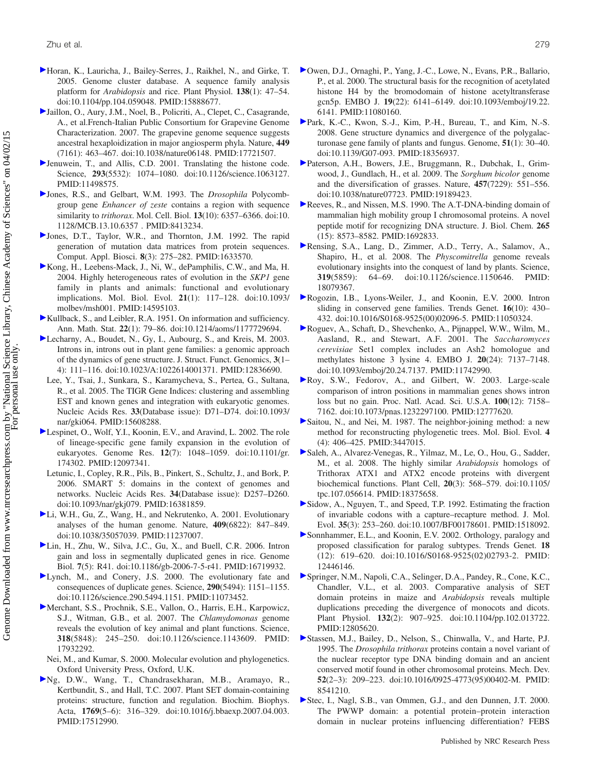Horan, K., Lauricha, J., Bailey-Serres, J., Raikhel, N., and Girke, T. 2005. Genome cluster database. A sequence family analysis platform for *Arabidopsis* and rice. Plant Physiol. **138**(1): 47–54. doi:10.1104/pp.104.059048. PMID:15888677.

Jaillon, O., Aury, J.M., Noel, B., Policriti, A., Clepet, C., Casagrande, A., et al.French-Italian Public Consortium for Grapevine Genome Characterization. 2007. The grapevine genome sequence suggests ancestral hexaploidization in major angiosperm phyla. Nature, **449** (7161): 463–467. doi:10.1038/nature06148. PMID:17721507.

Jenuwein, T., and Allis, C.D. 2001. Translating the histone code. Science, **293**(5532): 1074–1080. doi:10.1126/science.1063127. PMID:11498575.

Jones, R.S., and Gelbart, W.M. 1993. The *Drosophila* Polycomb-group gene *Enhancer of zeste* contains a region with sequence similarity to *trithorax*. Mol. Cell. Biol. **13**(10): 6357–6366. doi:10.1128/MCB.13.10.6357 . PMID:8413234.

Jones, D.T., Taylor, W.R., and Thornton, J.M. 1992. The rapid generation of mutation data matrices from protein sequences. Comput. Appl. Biosci. **8**(3): 275–282. PMID:1633570.

Kong, H., Leebens-Mack, J., Ni, W., dePamphilis, C.W., and Ma, H. 2004. Highly heterogeneous rates of evolution in the *SKP1* gene family in plants and animals: functional and evolutionary implications. Mol. Biol. Evol. **21**(1): 117–128. doi:10.1093/molbev/msh001. PMID:14595103.

Kullback, S., and Leibler, R.A. 1951. On information and sufficiency. Ann. Math. Stat. **22**(1): 79–86. doi:10.1214/aoms/1177729694.

Lecharny, A., Boudet, N., Gy, I., Aubourg, S., and Kreis, M. 2003. Introns in, introns out in plant gene families: a genomic approach of the dynamics of gene structure. J. Struct. Funct. Genomics, **3**(1–4): 111–116. doi:10.1023/A:1022614001371. PMID:12836690.

Lee, Y., Tsai, J., Sunkara, S., Karamycheva, S., Pertea, G., Sultana, R., et al. 2005. The TIGR Gene Indices: clustering and assembling EST and known genes and integration with eukaryotic genomes. Nucleic Acids Res. **33**(Database issue): D71–D74. doi:10.1093/nar/gki064. PMID:15608288.

Lespinet, O., Wolf, Y.I., Koonin, E.V., and Aravind, L. 2002. The role of lineage-specific gene family expansion in the evolution of eukaryotes. Genome Res. **12**(7): 1048–1059. doi:10.1101/gr.174302. PMID:12097341.

Letunic, I., Copley, R.R., Pils, B., Pinkert, S., Schultz, J., and Bork, P. 2006. SMART 5: domains in the context of genomes and networks. Nucleic Acids Res. **34**(Database issue): D257–D260. doi:10.1093/nar/gkj079. PMID:16381859.

Li, W.H., Gu, Z., Wang, H., and Nekrutenko, A. 2001. Evolutionary analyses of the human genome. Nature, **409**(6822): 847–849. doi:10.1038/35057039. PMID:11237007.

Lin, H., Zhu, W., Silva, J.C., Gu, X., and Buell, C.R. 2006. Intron gain and loss in segmentally duplicated genes in rice. Genome Biol. **7**(5): R41. doi:10.1186/gb-2006-7-5-r41. PMID:16719932.

Lynch, M., and Conery, J.S. 2000. The evolutionary fate and consequences of duplicate genes. Science, **290**(5494): 1151–1155. doi:10.1126/science.290.5494.1151. PMID:11073452.

Merchant, S.S., Prochnik, S.E., Vallon, O., Harris, E.H., Karpowicz, S.J., Witman, G.B., et al. 2007. The *Chlamydomonas* genome reveals the evolution of key animal and plant functions. Science, **318**(5848): 245–250. doi:10.1126/science.1143609. PMID:17932292.

Nei, M., and Kumar, S. 2000. Molecular evolution and phylogenetics. Oxford University Press, Oxford, U.K.

Ng, D.W., Wang, T., Chandrasekharan, M.B., Aramayo, R., Kertbundit, S., and Hall, T.C. 2007. Plant SET domain-containing proteins: structure, function and regulation. Biochim. Biophys. Acta, **1769**(5–6): 316–329. doi:10.1016/j.bbaexp.2007.04.003. PMID:17512990.

Owen, D.J., Ornaghi, P., Yang, J.-C., Lowe, N., Evans, P.R., Ballario, P., et al. 2000. The structural basis for the recognition of acetylated histone H4 by the bromodomain of histone acetyltransferase gcn5p. EMBO J. **19**(22): 6141–6149. doi:10.1093/emboj/19.22.6141. PMID:11080160.

Park, K.-C., Kwon, S.-J., Kim, P.-H., Bureau, T., and Kim, N.-S. 2008. Gene structure dynamics and divergence of the polygalacturonase gene family of plants and fungus. Genome, **51**(1): 30–40. doi:10.1139/G07-093. PMID:18356937.

Paterson, A.H., Bowers, J.E., Bruggmann, R., Dubchak, I., Grimwood, J., Gundlach, H., et al. 2009. The *Sorghum bicolor* genome and the diversification of grasses. Nature, **457**(7229): 551–556. doi:10.1038/nature07723. PMID:19189423.

Reeves, R., and Nissen, M.S. 1990. The A.T-DNA-binding domain of mammalian high mobility group I chromosomal proteins. A novel peptide motif for recognizing DNA structure. J. Biol. Chem. **265** (15): 8573–8582. PMID:1692833.

Rensing, S.A., Lang, D., Zimmer, A.D., Terry, A., Salamov, A., Shapiro, H., et al. 2008. The *Physcomitrella* genome reveals evolutionary insights into the conquest of land by plants. Science, **319**(5859): 64–69. doi:10.1126/science.1150646. PMID:18079367.

Rogozin, I.B., Lyons-Weiler, J., and Koonin, E.V. 2000. Intron sliding in conserved gene families. Trends Genet. **16**(10): 430–432. doi:10.1016/S0168-9525(00)02096-5. PMID:11050324.

Roguev, A., Schaft, D., Shevchenko, A., Pijnappel, W.W., Wilm, M., Aasland, R., and Stewart, A.F. 2001. The *Saccharomyces cerevisiae* Set1 complex includes an Ash2 homologue and methylates histone 3 lysine 4. EMBO J. **20**(24): 7137–7148. doi:10.1093/emboj/20.24.7137. PMID:11742990.

Roy, S.W., Fedorov, A., and Gilbert, W. 2003. Large-scale comparison of intron positions in mammalian genes shows intron loss but no gain. Proc. Natl. Acad. Sci. U.S.A. **100**(12): 7158–7162. doi:10.1073/pnas.1232297100. PMID:12777620.

Saitou, N., and Nei, M. 1987. The neighbor-joining method: a new method for reconstructing phylogenetic trees. Mol. Biol. Evol. **4** (4): 406–425. PMID:3447015.

Saleh, A., Alvarez-Venegas, R., Yilmaz, M., Le, O., Hou, G., Sadder, M., et al. 2008. The highly similar *Arabidopsis* homologs of Trithorax ATX1 and ATX2 encode proteins with divergent biochemical functions. Plant Cell, **20**(3): 568–579. doi:10.1105/tpc.107.056614. PMID:18375658.

Sidow, A., Nguyen, T., and Speed, T.P. 1992. Estimating the fraction of invariable codons with a capture–recapture method. J. Mol. Evol. **35**(3): 253–260. doi:10.1007/BF00178601. PMID:1518092.

Sonnhammer, E.L., and Koonin, E.V. 2002. Orthology, paralogy and proposed classification for paralog subtypes. Trends Genet. **18** (12): 619–620. doi:10.1016/S0168-9525(02)02793-2. PMID:12446146.

Springer, N.M., Napoli, C.A., Selinger, D.A., Pandey, R., Cone, K.C., Chandler, V.L., et al. 2003. Comparative analysis of SET domain proteins in maize and *Arabidopsis* reveals multiple duplications preceding the divergence of monocots and dicots. Plant Physiol. **132**(2): 907–925. doi:10.1104/pp.102.013722. PMID:12805620.

Stassen, M.J., Bailey, D., Nelson, S., Chinwalla, V., and Harte, P.J. 1995. The *Drosophila trithorax* proteins contain a novel variant of the nuclear receptor type DNA binding domain and an ancient conserved motif found in other chromosomal proteins. Mech. Dev. **52**(2–3): 209–223. doi:10.1016/0925-4773(95)00402-M. PMID:8541210.

Stec, I., Nagl, S.B., van Ommen, G.J., and den Dunnen, J.T. 2000. The PWWP domain: a potential protein–protein interaction domain in nuclear proteins influencing differentiation? FEBS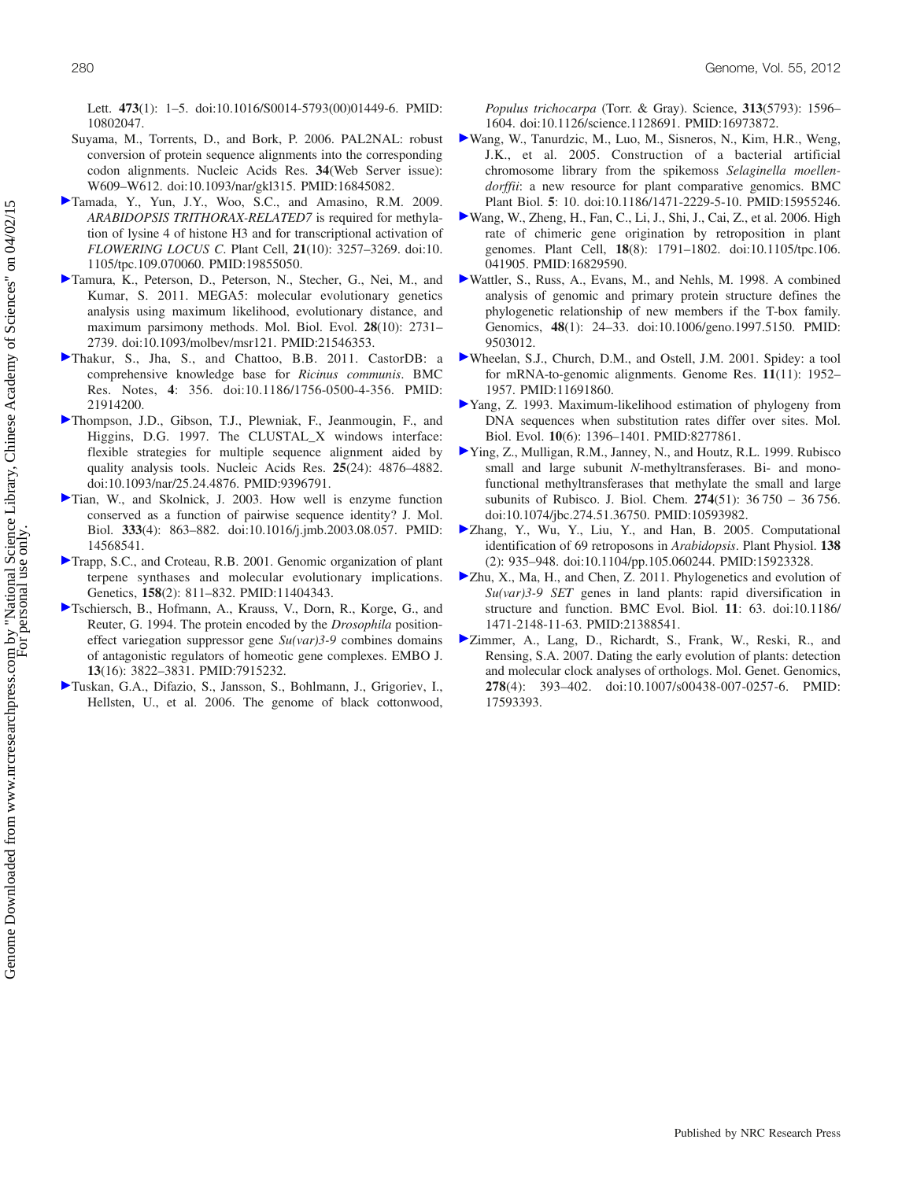Lett. **473**(1): 1–5. doi:10.1016/S0014-5793(00)01449-6. PMID: 10802047.

Suyama, M., Torrents, D., and Bork, P. 2006. PAL2NAL: robust conversion of protein sequence alignments into the corresponding codon alignments. Nucleic Acids Res. **34**(Web Server issue): W609–W612. doi:10.1093/nar/gkl315. PMID:16845082.

Tamada, Y., Yun, J.Y., Woo, S.C., and Amasino, R.M. 2009. *ARABIDOPSIS TRITHORAX-RELATED7* is required for methylation of lysine 4 of histone H3 and for transcriptional activation of *FLOWERING LOCUS C*. Plant Cell, **21**(10): 3257–3269. doi:10.1105/tpc.109.070060. PMID:19855050.

Tamura, K., Peterson, D., Peterson, N., Stecher, G., Nei, M., and Kumar, S. 2011. MEGA5: molecular evolutionary genetics analysis using maximum likelihood, evolutionary distance, and maximum parsimony methods. Mol. Biol. Evol. **28**(10): 2731–2739. doi:10.1093/molbev/msr121. PMID:21546353.

Thakur, S., Jha, S., and Chattoo, B.B. 2011. CastorDB: a comprehensive knowledge base for *Ricinus communis*. BMC Res. Notes, **4**: 356. doi:10.1186/1756-0500-4-356. PMID: 21914200.

Thompson, J.D., Gibson, T.J., Plewniak, F., Jeanmougin, F., and Higgins, D.G. 1997. The CLUSTAL_X windows interface: flexible strategies for multiple sequence alignment aided by quality analysis tools. Nucleic Acids Res. **25**(24): 4876–4882. doi:10.1093/nar/25.24.4876. PMID:9396791.

Tian, W., and Skolnick, J. 2003. How well is enzyme function conserved as a function of pairwise sequence identity? J. Mol. Biol. **333**(4): 863–882. doi:10.1016/j.jmb.2003.08.057. PMID: 14568541.

Trapp, S.C., and Croteau, R.B. 2001. Genomic organization of plant terpene synthases and molecular evolutionary implications. Genetics, **158**(2): 811–832. PMID:11404343.

Tschiersch, B., Hofmann, A., Krauss, V., Dorn, R., Korge, G., and Reuter, G. 1994. The protein encoded by the *Drosophila* position-effect variegation suppressor gene *Su(var)3-9* combines domains of antagonistic regulators of homeotic gene complexes. EMBO J. **13**(16): 3822–3831. PMID:7915232.

Tuskan, G.A., Difazio, S., Jansson, S., Bohlmann, J., Grigoriev, I., Hellsten, U., et al. 2006. The genome of black cottonwood, *Populus trichocarpa* (Torr. & Gray). Science, **313**(5793): 1596–1604. doi:10.1126/science.1128691. PMID:16973872.

Wang, W., Tanurdzic, M., Luo, M., Sisneros, N., Kim, H.R., Weng, J.K., et al. 2005. Construction of a bacterial artificial chromosome library from the spikemoss *Selaginella moellendorffii*: a new resource for plant comparative genomics. BMC Plant Biol. **5**: 10. doi:10.1186/1471-2229-5-10. PMID:15955246.

Wang, W., Zheng, H., Fan, C., Li, J., Shi, J., Cai, Z., et al. 2006. High rate of chimeric gene origination by retroposition in plant genomes. Plant Cell, **18**(8): 1791–1802. doi:10.1105/tpc.106.041905. PMID:16829590.

Wattler, S., Russ, A., Evans, M., and Nehls, M. 1998. A combined analysis of genomic and primary protein structure defines the phylogenetic relationship of new members if the T-box family. Genomics, **48**(1): 24–33. doi:10.1006/geno.1997.5150. PMID: 9503012.

Wheelan, S.J., Church, D.M., and Ostell, J.M. 2001. Spidey: a tool for mRNA-to-genomic alignments. Genome Res. **11**(11): 1952–1957. PMID:11691860.

Yang, Z. 1993. Maximum-likelihood estimation of phylogeny from DNA sequences when substitution rates differ over sites. Mol. Biol. Evol. **10**(6): 1396–1401. PMID:8277861.

Ying, Z., Mulligan, R.M., Janney, N., and Houtz, R.L. 1999. Rubisco small and large subunit *N*-methyltransferases. Bi- and mono-functional methyltransferases that methylate the small and large subunits of Rubisco. J. Biol. Chem. **274**(51): 36 750 – 36 756. doi:10.1074/jbc.274.51.36750. PMID:10593982.

Zhang, Y., Wu, Y., Liu, Y., and Han, B. 2005. Computational identification of 69 retroposons in *Arabidopsis*. Plant Physiol. **138**(2): 935–948. doi:10.1104/pp.105.060244. PMID:15923328.

Zhu, X., Ma, H., and Chen, Z. 2011. Phylogenetics and evolution of *Su(var)3-9 SET* genes in land plants: rapid diversification in structure and function. BMC Evol. Biol. **11**: 63. doi:10.1186/1471-2148-11-63. PMID:21388541.

Zimmer, A., Lang, D., Richardt, S., Frank, W., Reski, R., and Rensing, S.A. 2007. Dating the early evolution of plants: detection and molecular clock analyses of orthologs. Mol. Genet. Genomics, **278**(4): 393–402. doi:10.1007/s00438-007-0257-6. PMID: 17593393.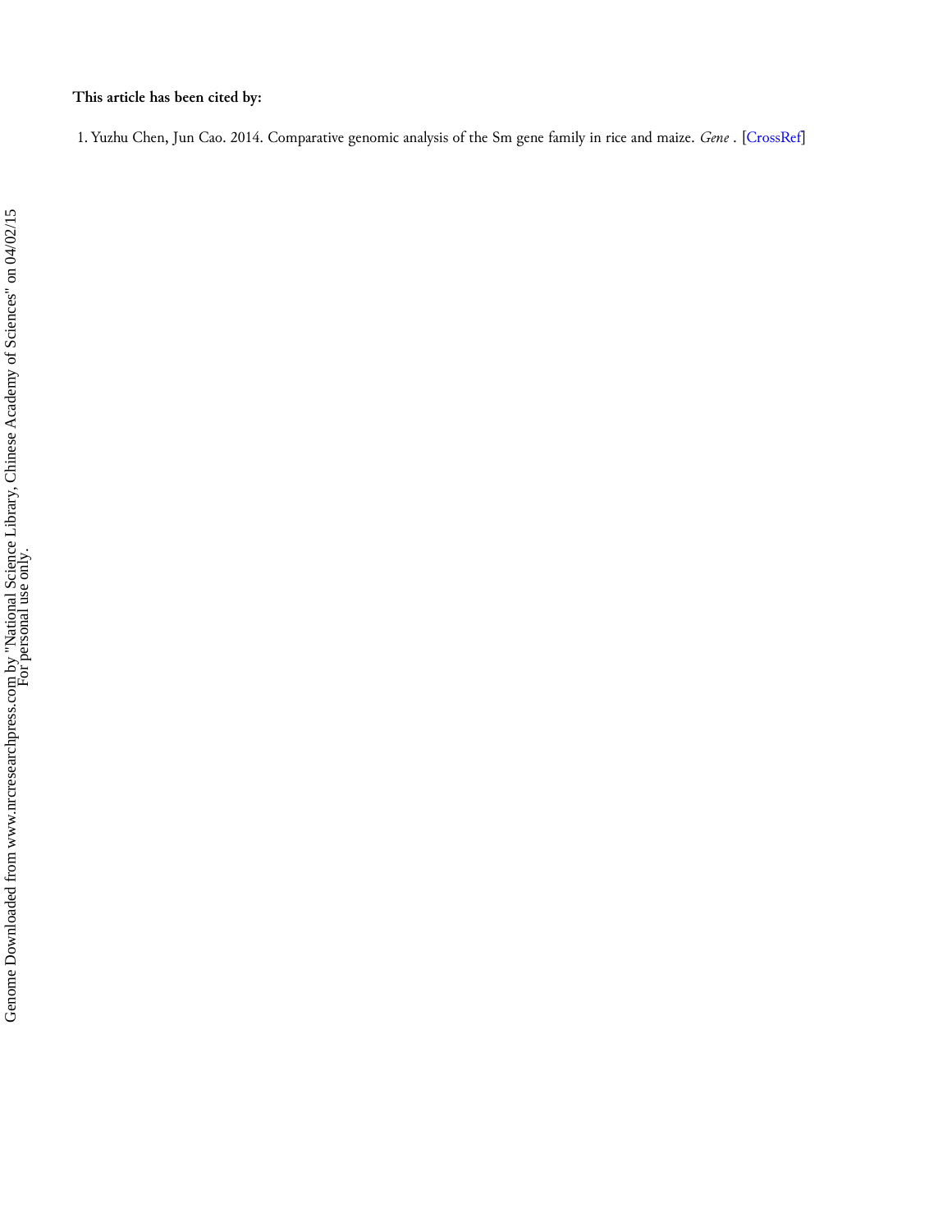**This article has been cited by:**

1. Yuzhu Chen, Jun Cao. 2014. Comparative genomic analysis of the Sm gene family in rice and maize. *Gene* . [CrossRef]